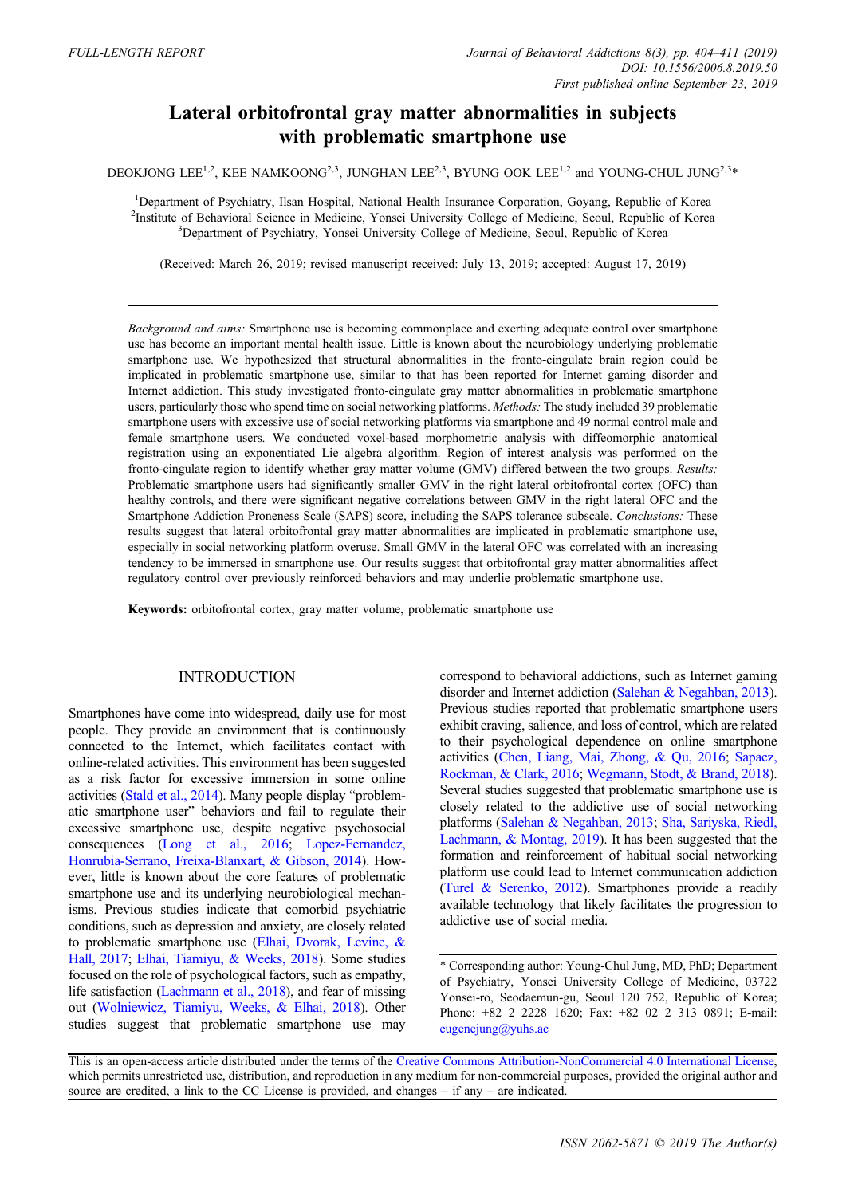FULL-LENGTH REPORT

# Lateral orbitofrontal gray matter abnormalities in subjects with problematic smartphone use

DEOKJONG LEE[1,2], KEE NAMKOONG[2,3], JUNGHAN LEE[2,3], BYUNG OOK LEE[1,2] and YOUNG-CHUL JUNG[2,3]*

[1]Department of Psychiatry, Ilsan Hospital, National Health Insurance Corporation, Goyang, Republic of Korea
[2]Institute of Behavioral Science in Medicine, Yonsei University College of Medicine, Seoul, Republic of Korea
[3]Department of Psychiatry, Yonsei University College of Medicine, Seoul, Republic of Korea

(Received: March 26, 2019; revised manuscript received: July 13, 2019; accepted: August 17, 2019)

*Background and aims:* Smartphone use is becoming commonplace and exerting adequate control over smartphone use has become an important mental health issue. Little is known about the neurobiology underlying problematic smartphone use. We hypothesized that structural abnormalities in the fronto-cingulate brain region could be implicated in problematic smartphone use, similar to that has been reported for Internet gaming disorder and Internet addiction. This study investigated fronto-cingulate gray matter abnormalities in problematic smartphone users, particularly those who spend time on social networking platforms. *Methods:* The study included 39 problematic smartphone users with excessive use of social networking platforms via smartphone and 49 normal control male and female smartphone users. We conducted voxel-based morphometric analysis with diffeomorphic anatomical registration using an exponentiated Lie algebra algorithm. Region of interest analysis was performed on the fronto-cingulate region to identify whether gray matter volume (GMV) differed between the two groups. *Results:* Problematic smartphone users had significantly smaller GMV in the right lateral orbitofrontal cortex (OFC) than healthy controls, and there were significant negative correlations between GMV in the right lateral OFC and the Smartphone Addiction Proneness Scale (SAPS) score, including the SAPS tolerance subscale. *Conclusions:* These results suggest that lateral orbitofrontal gray matter abnormalities are implicated in problematic smartphone use, especially in social networking platform overuse. Small GMV in the lateral OFC was correlated with an increasing tendency to be immersed in smartphone use. Our results suggest that orbitofrontal gray matter abnormalities affect regulatory control over previously reinforced behaviors and may underlie problematic smartphone use.

**Keywords:** orbitofrontal cortex, gray matter volume, problematic smartphone use

## INTRODUCTION

Smartphones have come into widespread, daily use for most people. They provide an environment that is continuously connected to the Internet, which facilitates contact with online-related activities. This environment has been suggested as a risk factor for excessive immersion in some online activities (Stald et al., 2014). Many people display "problematic smartphone user" behaviors and fail to regulate their excessive smartphone use, despite negative psychosocial consequences (Long et al., 2016; Lopez-Fernandez, Honrubia-Serrano, Freixa-Blanxart, & Gibson, 2014). However, little is known about the core features of problematic smartphone use and its underlying neurobiological mechanisms. Previous studies indicate that comorbid psychiatric conditions, such as depression and anxiety, are closely related to problematic smartphone use (Elhai, Dvorak, Levine, & Hall, 2017; Elhai, Tiamiyu, & Weeks, 2018). Some studies focused on the role of psychological factors, such as empathy, life satisfaction (Lachmann et al., 2018), and fear of missing out (Wolniewicz, Tiamiyu, Weeks, & Elhai, 2018). Other studies suggest that problematic smartphone use may correspond to behavioral addictions, such as Internet gaming disorder and Internet addiction (Salehan & Negahban, 2013). Previous studies reported that problematic smartphone users exhibit craving, salience, and loss of control, which are related to their psychological dependence on online smartphone activities (Chen, Liang, Mai, Zhong, & Qu, 2016; Sapacz, Rockman, & Clark, 2016; Wegmann, Stodt, & Brand, 2018). Several studies suggested that problematic smartphone use is closely related to the addictive use of social networking platforms (Salehan & Negahban, 2013; Sha, Sariyska, Riedl, Lachmann, & Montag, 2019). It has been suggested that the formation and reinforcement of habitual social networking platform use could lead to Internet communication addiction (Turel & Serenko, 2012). Smartphones provide a readily available technology that likely facilitates the progression to addictive use of social media.

* Corresponding author: Young-Chul Jung, MD, PhD; Department of Psychiatry, Yonsei University College of Medicine, 03722 Yonsei-ro, Seodaemun-gu, Seoul 120 752, Republic of Korea; Phone: +82 2 2228 1620; Fax: +82 02 2 313 0891; E-mail: eugenejung@yuhs.ac

This is an open-access article distributed under the terms of the Creative Commons Attribution-NonCommercial 4.0 International License, which permits unrestricted use, distribution, and reproduction in any medium for non-commercial purposes, provided the original author and source are credited, a link to the CC License is provided, and changes – if any – are indicated.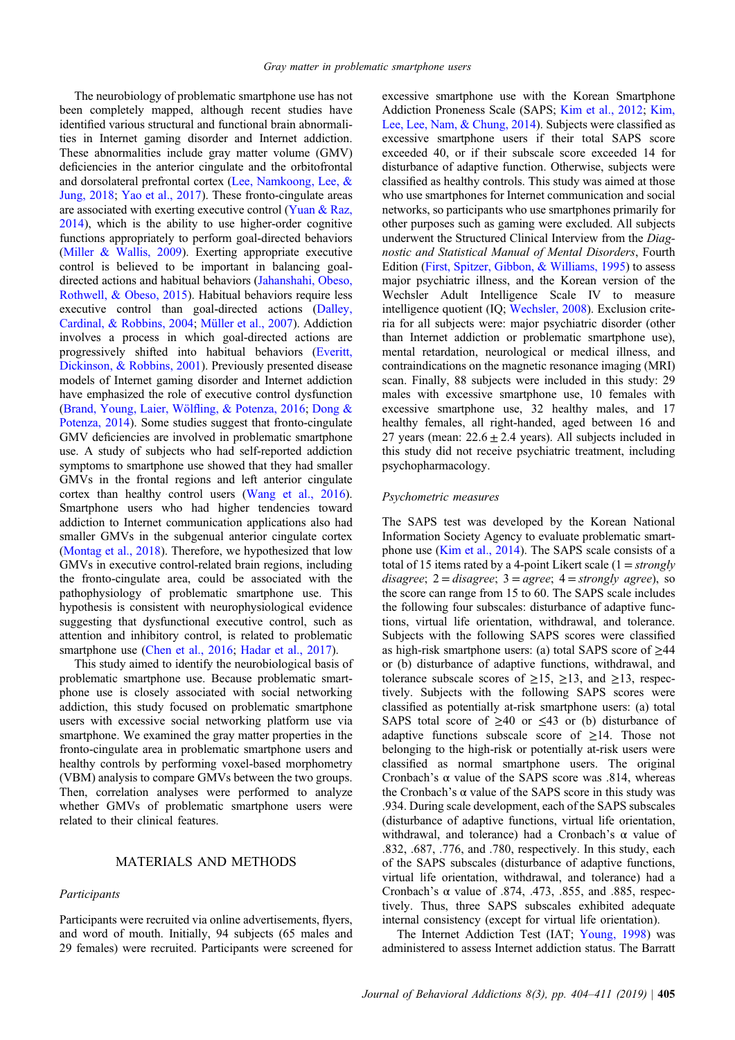The neurobiology of problematic smartphone use has not been completely mapped, although recent studies have identified various structural and functional brain abnormalities in Internet gaming disorder and Internet addiction. These abnormalities include gray matter volume (GMV) deficiencies in the anterior cingulate and the orbitofrontal and dorsolateral prefrontal cortex (Lee, Namkoong, Lee, & Jung, 2018; Yao et al., 2017). These fronto-cingulate areas are associated with exerting executive control (Yuan & Raz, 2014), which is the ability to use higher-order cognitive functions appropriately to perform goal-directed behaviors (Miller & Wallis, 2009). Exerting appropriate executive control is believed to be important in balancing goal-directed actions and habitual behaviors (Jahanshahi, Obeso, Rothwell, & Obeso, 2015). Habitual behaviors require less executive control than goal-directed actions (Dalley, Cardinal, & Robbins, 2004; Müller et al., 2007). Addiction involves a process in which goal-directed actions are progressively shifted into habitual behaviors (Everitt, Dickinson, & Robbins, 2001). Previously presented disease models of Internet gaming disorder and Internet addiction have emphasized the role of executive control dysfunction (Brand, Young, Laier, Wölfling, & Potenza, 2016; Dong & Potenza, 2014). Some studies suggest that fronto-cingulate GMV deficiencies are involved in problematic smartphone use. A study of subjects who had self-reported addiction symptoms to smartphone use showed that they had smaller GMVs in the frontal regions and left anterior cingulate cortex than healthy control users (Wang et al., 2016). Smartphone users who had higher tendencies toward addiction to Internet communication applications also had smaller GMVs in the subgenual anterior cingulate cortex (Montag et al., 2018). Therefore, we hypothesized that low GMVs in executive control-related brain regions, including the fronto-cingulate area, could be associated with the pathophysiology of problematic smartphone use. This hypothesis is consistent with neurophysiological evidence suggesting that dysfunctional executive control, such as attention and inhibitory control, is related to problematic smartphone use (Chen et al., 2016; Hadar et al., 2017).

This study aimed to identify the neurobiological basis of problematic smartphone use. Because problematic smartphone use is closely associated with social networking addiction, this study focused on problematic smartphone users with excessive social networking platform use via smartphone. We examined the gray matter properties in the fronto-cingulate area in problematic smartphone users and healthy controls by performing voxel-based morphometry (VBM) analysis to compare GMVs between the two groups. Then, correlation analyses were performed to analyze whether GMVs of problematic smartphone users were related to their clinical features.

## MATERIALS AND METHODS

### *Participants*

Participants were recruited via online advertisements, flyers, and word of mouth. Initially, 94 subjects (65 males and 29 females) were recruited. Participants were screened for excessive smartphone use with the Korean Smartphone Addiction Proneness Scale (SAPS; Kim et al., 2012; Kim, Lee, Lee, Nam, & Chung, 2014). Subjects were classified as excessive smartphone users if their total SAPS score exceeded 40, or if their subscale score exceeded 14 for disturbance of adaptive function. Otherwise, subjects were classified as healthy controls. This study was aimed at those who use smartphones for Internet communication and social networks, so participants who use smartphones primarily for other purposes such as gaming were excluded. All subjects underwent the Structured Clinical Interview from the *Diagnostic and Statistical Manual of Mental Disorders*, Fourth Edition (First, Spitzer, Gibbon, & Williams, 1995) to assess major psychiatric illness, and the Korean version of the Wechsler Adult Intelligence Scale IV to measure intelligence quotient (IQ; Wechsler, 2008). Exclusion criteria for all subjects were: major psychiatric disorder (other than Internet addiction or problematic smartphone use), mental retardation, neurological or medical illness, and contraindications on the magnetic resonance imaging (MRI) scan. Finally, 88 subjects were included in this study: 29 males with excessive smartphone use, 10 females with excessive smartphone use, 32 healthy males, and 17 healthy females, all right-handed, aged between 16 and 27 years (mean: $22.6 \pm 2.4$ years). All subjects included in this study did not receive psychiatric treatment, including psychopharmacology.

### *Psychometric measures*

The SAPS test was developed by the Korean National Information Society Agency to evaluate problematic smartphone use (Kim et al., 2014). The SAPS scale consists of a total of 15 items rated by a 4-point Likert scale (1 = *strongly disagree*; 2 = *disagree*; 3 = *agree*; 4 = *strongly agree*), so the score can range from 15 to 60. The SAPS scale includes the following four subscales: disturbance of adaptive functions, virtual life orientation, withdrawal, and tolerance. Subjects with the following SAPS scores were classified as high-risk smartphone users: (a) total SAPS score of ≥44 or (b) disturbance of adaptive functions, withdrawal, and tolerance subscale scores of ≥15, ≥13, and ≥13, respectively. Subjects with the following SAPS scores were classified as potentially at-risk smartphone users: (a) total SAPS total score of ≥40 or ≤43 or (b) disturbance of adaptive functions subscale score of ≥14. Those not belonging to the high-risk or potentially at-risk users were classified as normal smartphone users. The original Cronbach's α value of the SAPS score was .814, whereas the Cronbach's α value of the SAPS score in this study was .934. During scale development, each of the SAPS subscales (disturbance of adaptive functions, virtual life orientation, withdrawal, and tolerance) had a Cronbach's α value of .832, .687, .776, and .780, respectively. In this study, each of the SAPS subscales (disturbance of adaptive functions, virtual life orientation, withdrawal, and tolerance) had a Cronbach's α value of .874, .473, .855, and .885, respectively. Thus, three SAPS subscales exhibited adequate internal consistency (except for virtual life orientation).

The Internet Addiction Test (IAT; Young, 1998) was administered to assess Internet addiction status. The Barratt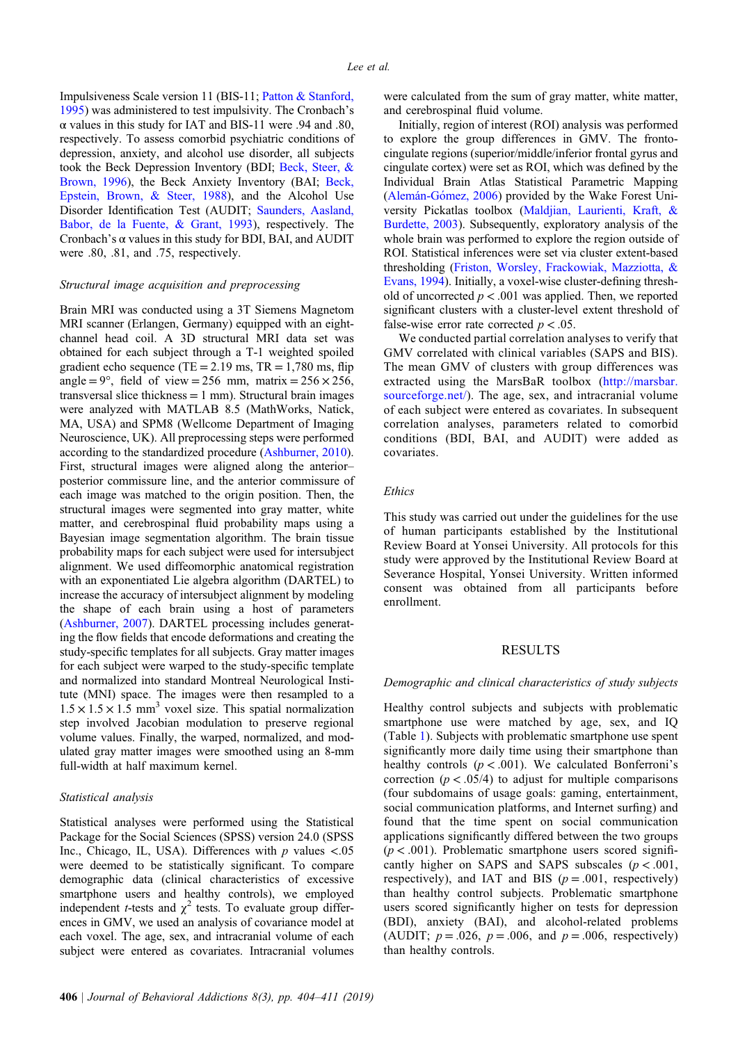Impulsiveness Scale version 11 (BIS-11; Patton & Stanford, 1995) was administered to test impulsivity. The Cronbach's α values in this study for IAT and BIS-11 were .94 and .80, respectively. To assess comorbid psychiatric conditions of depression, anxiety, and alcohol use disorder, all subjects took the Beck Depression Inventory (BDI; Beck, Steer, & Brown, 1996), the Beck Anxiety Inventory (BAI; Beck, Epstein, Brown, & Steer, 1988), and the Alcohol Use Disorder Identification Test (AUDIT; Saunders, Aasland, Babor, de la Fuente, & Grant, 1993), respectively. The Cronbach's α values in this study for BDI, BAI, and AUDIT were .80, .81, and .75, respectively.

### *Structural image acquisition and preprocessing*

Brain MRI was conducted using a 3T Siemens Magnetom MRI scanner (Erlangen, Germany) equipped with an eight-channel head coil. A 3D structural MRI data set was obtained for each subject through a T-1 weighted spoiled gradient echo sequence (TE = 2.19 ms, TR = 1,780 ms, flip angle = 9°, field of view = 256 mm, matrix = 256 × 256, transversal slice thickness = 1 mm). Structural brain images were analyzed with MATLAB 8.5 (MathWorks, Natick, MA, USA) and SPM8 (Wellcome Department of Imaging Neuroscience, UK). All preprocessing steps were performed according to the standardized procedure (Ashburner, 2010). First, structural images were aligned along the anterior–posterior commissure line, and the anterior commissure of each image was matched to the origin position. Then, the structural images were segmented into gray matter, white matter, and cerebrospinal fluid probability maps using a Bayesian image segmentation algorithm. The brain tissue probability maps for each subject were used for intersubject alignment. We used diffeomorphic anatomical registration with an exponentiated Lie algebra algorithm (DARTEL) to increase the accuracy of intersubject alignment by modeling the shape of each brain using a host of parameters (Ashburner, 2007). DARTEL processing includes generating the flow fields that encode deformations and creating the study-specific templates for all subjects. Gray matter images for each subject were warped to the study-specific template and normalized into standard Montreal Neurological Institute (MNI) space. The images were then resampled to a $1.5 \times 1.5 \times 1.5$ mm$^3$ voxel size. This spatial normalization step involved Jacobian modulation to preserve regional volume values. Finally, the warped, normalized, and modulated gray matter images were smoothed using an 8-mm full-width at half maximum kernel.

### *Statistical analysis*

Statistical analyses were performed using the Statistical Package for the Social Sciences (SPSS) version 24.0 (SPSS Inc., Chicago, IL, USA). Differences with $p$ values <.05 were deemed to be statistically significant. To compare demographic data (clinical characteristics of excessive smartphone users and healthy controls), we employed independent $t$-tests and $\chi^2$ tests. To evaluate group differences in GMV, we used an analysis of covariance model at each voxel. The age, sex, and intracranial volume of each subject were entered as covariates. Intracranial volumes were calculated from the sum of gray matter, white matter, and cerebrospinal fluid volume.

Initially, region of interest (ROI) analysis was performed to explore the group differences in GMV. The fronto-cingulate regions (superior/middle/inferior frontal gyrus and cingulate cortex) were set as ROI, which was defined by the Individual Brain Atlas Statistical Parametric Mapping (Alemán-Gómez, 2006) provided by the Wake Forest University Pickatlas toolbox (Maldjian, Laurienti, Kraft, & Burdette, 2003). Subsequently, exploratory analysis of the whole brain was performed to explore the region outside of ROI. Statistical inferences were set via cluster extent-based thresholding (Friston, Worsley, Frackowiak, Mazziotta, & Evans, 1994). Initially, a voxel-wise cluster-defining threshold of uncorrected $p < .001$ was applied. Then, we reported significant clusters with a cluster-level extent threshold of false-wise error rate corrected $p < .05$.

We conducted partial correlation analyses to verify that GMV correlated with clinical variables (SAPS and BIS). The mean GMV of clusters with group differences was extracted using the MarsBaR toolbox (http://marsbar.sourceforge.net/). The age, sex, and intracranial volume of each subject were entered as covariates. In subsequent correlation analyses, parameters related to comorbid conditions (BDI, BAI, and AUDIT) were added as covariates.

### *Ethics*

This study was carried out under the guidelines for the use of human participants established by the Institutional Review Board at Yonsei University. All protocols for this study were approved by the Institutional Review Board at Severance Hospital, Yonsei University. Written informed consent was obtained from all participants before enrollment.

## RESULTS

### *Demographic and clinical characteristics of study subjects*

Healthy control subjects and subjects with problematic smartphone use were matched by age, sex, and IQ (Table 1). Subjects with problematic smartphone use spent significantly more daily time using their smartphone than healthy controls ($p < .001$). We calculated Bonferroni's correction ($p < .05/4$) to adjust for multiple comparisons (four subdomains of usage goals: gaming, entertainment, social communication platforms, and Internet surfing) and found that the time spent on social communication applications significantly differed between the two groups ($p < .001$). Problematic smartphone users scored significantly higher on SAPS and SAPS subscales ($p < .001$, respectively), and IAT and BIS ($p = .001$, respectively) than healthy control subjects. Problematic smartphone users scored significantly higher on tests for depression (BDI), anxiety (BAI), and alcohol-related problems (AUDIT; $p = .026$, $p = .006$, and $p = .006$, respectively) than healthy controls.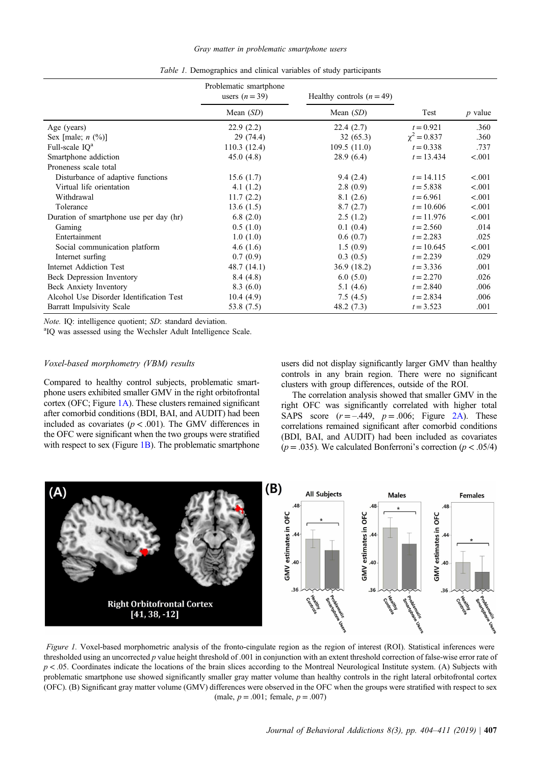*Table 1.* Demographics and clinical variables of study participants

| | Problematic smartphone users ($n = 39$) | Healthy controls ($n = 49$) | | |
|---|---|---|---|---|
| | Mean (*SD*) | Mean (*SD*) | Test | *p* value |
| Age (years) | 22.9 (2.2) | 22.4 (2.7) | $t = 0.921$ | .360 |
| Sex [male; *n* (%)] | 29 (74.4) | 32 (65.3) | $\chi^2 = 0.837$ | .360 |
| Full-scale IQ[a] | 110.3 (12.4) | 109.5 (11.0) | $t = 0.338$ | .737 |
| Smartphone addiction | 45.0 (4.8) | 28.9 (6.4) | $t = 13.434$ | <.001 |
| Proneness scale total | | | | |
| Disturbance of adaptive functions | 15.6 (1.7) | 9.4 (2.4) | $t = 14.115$ | <.001 |
| Virtual life orientation | 4.1 (1.2) | 2.8 (0.9) | $t = 5.838$ | <.001 |
| Withdrawal | 11.7 (2.2) | 8.1 (2.6) | $t = 6.961$ | <.001 |
| Tolerance | 13.6 (1.5) | 8.7 (2.7) | $t = 10.606$ | <.001 |
| Duration of smartphone use per day (hr) | 6.8 (2.0) | 2.5 (1.2) | $t = 11.976$ | <.001 |
| Gaming | 0.5 (1.0) | 0.1 (0.4) | $t = 2.560$ | .014 |
| Entertainment | 1.0 (1.0) | 0.6 (0.7) | $t = 2.283$ | .025 |
| Social communication platform | 4.6 (1.6) | 1.5 (0.9) | $t = 10.645$ | <.001 |
| Internet surfing | 0.7 (0.9) | 0.3 (0.5) | $t = 2.239$ | .029 |
| Internet Addiction Test | 48.7 (14.1) | 36.9 (18.2) | $t = 3.336$ | .001 |
| Beck Depression Inventory | 8.4 (4.8) | 6.0 (5.0) | $t = 2.270$ | .026 |
| Beck Anxiety Inventory | 8.3 (6.0) | 5.1 (4.6) | $t = 2.840$ | .006 |
| Alcohol Use Disorder Identification Test | 10.4 (4.9) | 7.5 (4.5) | $t = 2.834$ | .006 |
| Barratt Impulsivity Scale | 53.8 (7.5) | 48.2 (7.3) | $t = 3.523$ | .001 |

*Note.* IQ: intelligence quotient; *SD*: standard deviation.
[a]IQ was assessed using the Wechsler Adult Intelligence Scale.

### *Voxel-based morphometry (VBM) results*

Compared to healthy control subjects, problematic smartphone users exhibited smaller GMV in the right orbitofrontal cortex (OFC; Figure 1A). These clusters remained significant after comorbid conditions (BDI, BAI, and AUDIT) had been included as covariates ($p < .001$). The GMV differences in the OFC were significant when the two groups were stratified with respect to sex (Figure 1B). The problematic smartphone users did not display significantly larger GMV than healthy controls in any brain region. There were no significant clusters with group differences, outside of the ROI.

The correlation analysis showed that smaller GMV in the right OFC was significantly correlated with higher total SAPS score ($r = -.449$, $p = .006$; Figure 2A). These correlations remained significant after comorbid conditions (BDI, BAI, and AUDIT) had been included as covariates ($p = .035$). We calculated Bonferroni's correction ($p < .05/4$)

*Figure 1.* Voxel-based morphometric analysis of the fronto-cingulate region as the region of interest (ROI). Statistical inferences were thresholded using an uncorrected *p* value height threshold of .001 in conjunction with an extent threshold correction of false-wise error rate of $p < .05$. Coordinates indicate the locations of the brain slices according to the Montreal Neurological Institute system. (A) Subjects with problematic smartphone use showed significantly smaller gray matter volume than healthy controls in the right lateral orbitofrontal cortex (OFC). (B) Significant gray matter volume (GMV) differences were observed in the OFC when the groups were stratified with respect to sex (male, $p = .001$; female, $p = .007$)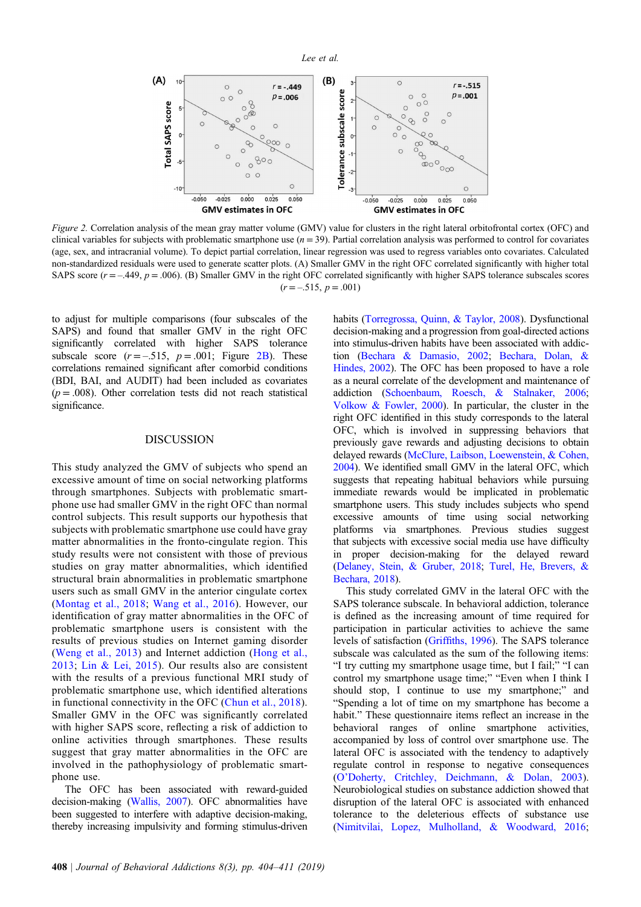*Figure 2.* Correlation analysis of the mean gray matter volume (GMV) value for clusters in the right lateral orbitofrontal cortex (OFC) and clinical variables for subjects with problematic smartphone use ($n = 39$). Partial correlation analysis was performed to control for covariates (age, sex, and intracranial volume). To depict partial correlation, linear regression was used to regress variables onto covariates. Calculated non-standardized residuals were used to generate scatter plots. (A) Smaller GMV in the right OFC correlated significantly with higher total SAPS score ($r = -.449$, $p = .006$). (B) Smaller GMV in the right OFC correlated significantly with higher SAPS tolerance subscales scores ($r = -.515$, $p = .001$)

to adjust for multiple comparisons (four subscales of the SAPS) and found that smaller GMV in the right OFC significantly correlated with higher SAPS tolerance subscale score ($r = -.515$, $p = .001$; Figure 2B). These correlations remained significant after comorbid conditions (BDI, BAI, and AUDIT) had been included as covariates ($p = .008$). Other correlation tests did not reach statistical significance.

## DISCUSSION

This study analyzed the GMV of subjects who spend an excessive amount of time on social networking platforms through smartphones. Subjects with problematic smartphone use had smaller GMV in the right OFC than normal control subjects. This result supports our hypothesis that subjects with problematic smartphone use could have gray matter abnormalities in the fronto-cingulate region. This study results were not consistent with those of previous studies on gray matter abnormalities, which identified structural brain abnormalities in problematic smartphone users such as small GMV in the anterior cingulate cortex (Montag et al., 2018; Wang et al., 2016). However, our identification of gray matter abnormalities in the OFC of problematic smartphone users is consistent with the results of previous studies on Internet gaming disorder (Weng et al., 2013) and Internet addiction (Hong et al., 2013; Lin & Lei, 2015). Our results also are consistent with the results of a previous functional MRI study of problematic smartphone use, which identified alterations in functional connectivity in the OFC (Chun et al., 2018). Smaller GMV in the OFC was significantly correlated with higher SAPS score, reflecting a risk of addiction to online activities through smartphones. These results suggest that gray matter abnormalities in the OFC are involved in the pathophysiology of problematic smartphone use.

The OFC has been associated with reward-guided decision-making (Wallis, 2007). OFC abnormalities have been suggested to interfere with adaptive decision-making, thereby increasing impulsivity and forming stimulus-driven habits (Torregrossa, Quinn, & Taylor, 2008). Dysfunctional decision-making and a progression from goal-directed actions into stimulus-driven habits have been associated with addiction (Bechara & Damasio, 2002; Bechara, Dolan, & Hindes, 2002). The OFC has been proposed to have a role as a neural correlate of the development and maintenance of addiction (Schoenbaum, Roesch, & Stalnaker, 2006; Volkow & Fowler, 2000). In particular, the cluster in the right OFC identified in this study corresponds to the lateral OFC, which is involved in suppressing behaviors that previously gave rewards and adjusting decisions to obtain delayed rewards (McClure, Laibson, Loewenstein, & Cohen, 2004). We identified small GMV in the lateral OFC, which suggests that repeating habitual behaviors while pursuing immediate rewards would be implicated in problematic smartphone users. This study includes subjects who spend excessive amounts of time using social networking platforms via smartphones. Previous studies suggest that subjects with excessive social media use have difficulty in proper decision-making for the delayed reward (Delaney, Stein, & Gruber, 2018; Turel, He, Brevers, & Bechara, 2018).

This study correlated GMV in the lateral OFC with the SAPS tolerance subscale. In behavioral addiction, tolerance is defined as the increasing amount of time required for participation in particular activities to achieve the same levels of satisfaction (Griffiths, 1996). The SAPS tolerance subscale was calculated as the sum of the following items: "I try cutting my smartphone usage time, but I fail;" "I can control my smartphone usage time;" "Even when I think I should stop, I continue to use my smartphone;" and "Spending a lot of time on my smartphone has become a habit." These questionnaire items reflect an increase in the behavioral ranges of online smartphone activities, accompanied by loss of control over smartphone use. The lateral OFC is associated with the tendency to adaptively regulate control in response to negative consequences (O'Doherty, Critchley, Deichmann, & Dolan, 2003). Neurobiological studies on substance addiction showed that disruption of the lateral OFC is associated with enhanced tolerance to the deleterious effects of substance use (Nimitvilai, Lopez, Mulholland, & Woodward, 2016;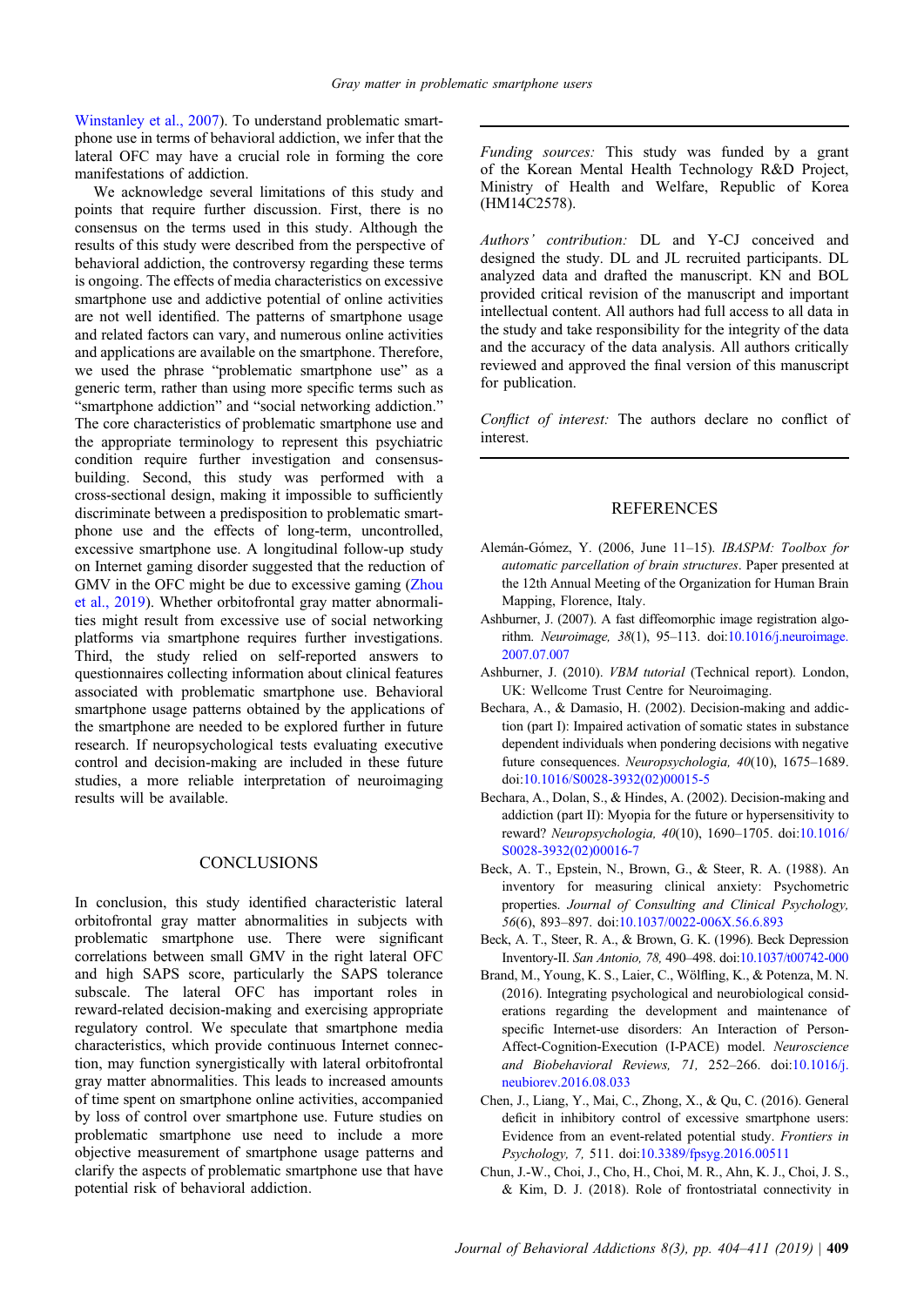Winstanley et al., 2007). To understand problematic smartphone use in terms of behavioral addiction, we infer that the lateral OFC may have a crucial role in forming the core manifestations of addiction.

We acknowledge several limitations of this study and points that require further discussion. First, there is no consensus on the terms used in this study. Although the results of this study were described from the perspective of behavioral addiction, the controversy regarding these terms is ongoing. The effects of media characteristics on excessive smartphone use and addictive potential of online activities are not well identified. The patterns of smartphone usage and related factors can vary, and numerous online activities and applications are available on the smartphone. Therefore, we used the phrase "problematic smartphone use" as a generic term, rather than using more specific terms such as "smartphone addiction" and "social networking addiction." The core characteristics of problematic smartphone use and the appropriate terminology to represent this psychiatric condition require further investigation and consensus-building. Second, this study was performed with a cross-sectional design, making it impossible to sufficiently discriminate between a predisposition to problematic smartphone use and the effects of long-term, uncontrolled, excessive smartphone use. A longitudinal follow-up study on Internet gaming disorder suggested that the reduction of GMV in the OFC might be due to excessive gaming (Zhou et al., 2019). Whether orbitofrontal gray matter abnormalities might result from excessive use of social networking platforms via smartphone requires further investigations. Third, the study relied on self-reported answers to questionnaires collecting information about clinical features associated with problematic smartphone use. Behavioral smartphone usage patterns obtained by the applications of the smartphone are needed to be explored further in future research. If neuropsychological tests evaluating executive control and decision-making are included in these future studies, a more reliable interpretation of neuroimaging results will be available.

## CONCLUSIONS

In conclusion, this study identified characteristic lateral orbitofrontal gray matter abnormalities in subjects with problematic smartphone use. There were significant correlations between small GMV in the right lateral OFC and high SAPS score, particularly the SAPS tolerance subscale. The lateral OFC has important roles in reward-related decision-making and exercising appropriate regulatory control. We speculate that smartphone media characteristics, which provide continuous Internet connection, may function synergistically with lateral orbitofrontal gray matter abnormalities. This leads to increased amounts of time spent on smartphone online activities, accompanied by loss of control over smartphone use. Future studies on problematic smartphone use need to include a more objective measurement of smartphone usage patterns and clarify the aspects of problematic smartphone use that have potential risk of behavioral addiction.

---

*Funding sources:* This study was funded by a grant of the Korean Mental Health Technology R&D Project, Ministry of Health and Welfare, Republic of Korea (HM14C2578).

*Authors' contribution:* DL and Y-CJ conceived and designed the study. DL and JL recruited participants. DL analyzed data and drafted the manuscript. KN and BOL provided critical revision of the manuscript and important intellectual content. All authors had full access to all data in the study and take responsibility for the integrity of the data and the accuracy of the data analysis. All authors critically reviewed and approved the final version of this manuscript for publication.

*Conflict of interest:* The authors declare no conflict of interest.

---

## REFERENCES

Alemán-Gómez, Y. (2006, June 11–15). *IBASPM: Toolbox for automatic parcellation of brain structures*. Paper presented at the 12th Annual Meeting of the Organization for Human Brain Mapping, Florence, Italy.

Ashburner, J. (2007). A fast diffeomorphic image registration algorithm. *Neuroimage, 38*(1), 95–113. doi:10.1016/j.neuroimage.2007.07.007

Ashburner, J. (2010). *VBM tutorial* (Technical report). London, UK: Wellcome Trust Centre for Neuroimaging.

Bechara, A., & Damasio, H. (2002). Decision-making and addiction (part I): Impaired activation of somatic states in substance dependent individuals when pondering decisions with negative future consequences. *Neuropsychologia, 40*(10), 1675–1689. doi:10.1016/S0028-3932(02)00015-5

Bechara, A., Dolan, S., & Hindes, A. (2002). Decision-making and addiction (part II): Myopia for the future or hypersensitivity to reward? *Neuropsychologia, 40*(10), 1690–1705. doi:10.1016/S0028-3932(02)00016-7

Beck, A. T., Epstein, N., Brown, G., & Steer, R. A. (1988). An inventory for measuring clinical anxiety: Psychometric properties. *Journal of Consulting and Clinical Psychology, 56*(6), 893–897. doi:10.1037/0022-006X.56.6.893

Beck, A. T., Steer, R. A., & Brown, G. K. (1996). Beck Depression Inventory-II. *San Antonio, 78,* 490–498. doi:10.1037/t00742-000

Brand, M., Young, K. S., Laier, C., Wölfling, K., & Potenza, M. N. (2016). Integrating psychological and neurobiological considerations regarding the development and maintenance of specific Internet-use disorders: An Interaction of Person-Affect-Cognition-Execution (I-PACE) model. *Neuroscience and Biobehavioral Reviews, 71,* 252–266. doi:10.1016/j.neubiorev.2016.08.033

Chen, J., Liang, Y., Mai, C., Zhong, X., & Qu, C. (2016). General deficit in inhibitory control of excessive smartphone users: Evidence from an event-related potential study. *Frontiers in Psychology, 7,* 511. doi:10.3389/fpsyg.2016.00511

Chun, J.-W., Choi, J., Cho, H., Choi, M. R., Ahn, K. J., Choi, J. S., & Kim, D. J. (2018). Role of frontostriatal connectivity in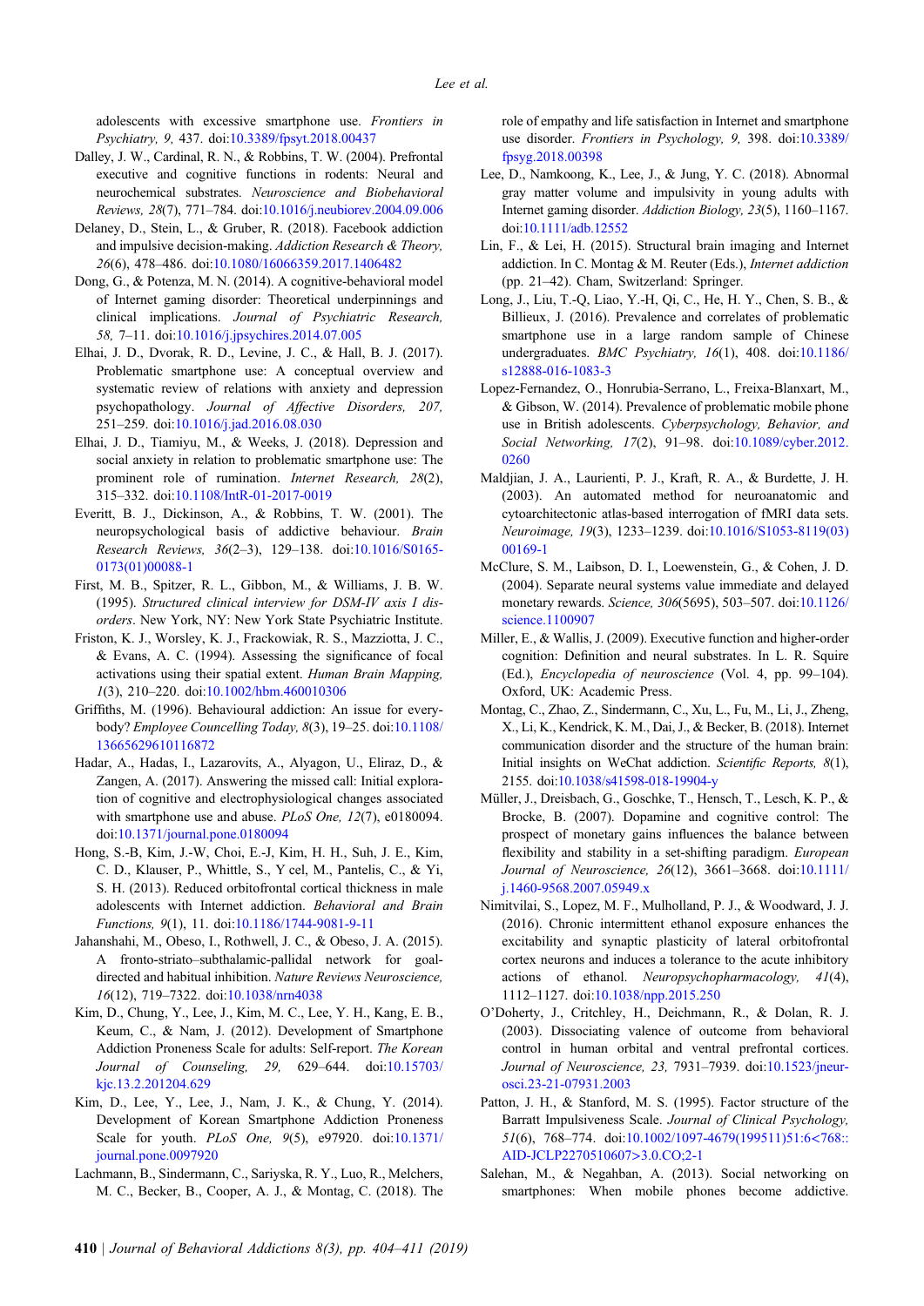adolescents with excessive smartphone use. *Frontiers in Psychiatry, 9,* 437. doi:10.3389/fpsyt.2018.00437

Dalley, J. W., Cardinal, R. N., & Robbins, T. W. (2004). Prefrontal executive and cognitive functions in rodents: Neural and neurochemical substrates. *Neuroscience and Biobehavioral Reviews, 28*(7), 771–784. doi:10.1016/j.neubiorev.2004.09.006

Delaney, D., Stein, L., & Gruber, R. (2018). Facebook addiction and impulsive decision-making. *Addiction Research & Theory, 26*(6), 478–486. doi:10.1080/16066359.2017.1406482

Dong, G., & Potenza, M. N. (2014). A cognitive-behavioral model of Internet gaming disorder: Theoretical underpinnings and clinical implications. *Journal of Psychiatric Research, 58,* 7–11. doi:10.1016/j.jpsychires.2014.07.005

Elhai, J. D., Dvorak, R. D., Levine, J. C., & Hall, B. J. (2017). Problematic smartphone use: A conceptual overview and systematic review of relations with anxiety and depression psychopathology. *Journal of Affective Disorders, 207,* 251–259. doi:10.1016/j.jad.2016.08.030

Elhai, J. D., Tiamiyu, M., & Weeks, J. (2018). Depression and social anxiety in relation to problematic smartphone use: The prominent role of rumination. *Internet Research, 28*(2), 315–332. doi:10.1108/IntR-01-2017-0019

Everitt, B. J., Dickinson, A., & Robbins, T. W. (2001). The neuropsychological basis of addictive behaviour. *Brain Research Reviews, 36*(2–3), 129–138. doi:10.1016/S0165-0173(01)00088-1

First, M. B., Spitzer, R. L., Gibbon, M., & Williams, J. B. W. (1995). *Structured clinical interview for DSM-IV axis I disorders*. New York, NY: New York State Psychiatric Institute.

Friston, K. J., Worsley, K. J., Frackowiak, R. S., Mazziotta, J. C., & Evans, A. C. (1994). Assessing the significance of focal activations using their spatial extent. *Human Brain Mapping, 1*(3), 210–220. doi:10.1002/hbm.460010306

Griffiths, M. (1996). Behavioural addiction: An issue for everybody? *Employee Councelling Today, 8*(3), 19–25. doi:10.1108/13665629610116872

Hadar, A., Hadas, I., Lazarovits, A., Alyagon, U., Eliraz, D., & Zangen, A. (2017). Answering the missed call: Initial exploration of cognitive and electrophysiological changes associated with smartphone use and abuse. *PLoS One, 12*(7), e0180094. doi:10.1371/journal.pone.0180094

Hong, S.-B, Kim, J.-W, Choi, E.-J, Kim, H. H., Suh, J. E., Kim, C. D., Klauser, P., Whittle, S., Y cel, M., Pantelis, C., & Yi, S. H. (2013). Reduced orbitofrontal cortical thickness in male adolescents with Internet addiction. *Behavioral and Brain Functions, 9*(1), 11. doi:10.1186/1744-9081-9-11

Jahanshahi, M., Obeso, I., Rothwell, J. C., & Obeso, J. A. (2015). A fronto-striato–subthalamic-pallidal network for goal-directed and habitual inhibition. *Nature Reviews Neuroscience, 16*(12), 719–7322. doi:10.1038/nrn4038

Kim, D., Chung, Y., Lee, J., Kim, M. C., Lee, Y. H., Kang, E. B., Keum, C., & Nam, J. (2012). Development of Smartphone Addiction Proneness Scale for adults: Self-report. *The Korean Journal of Counseling, 29,* 629–644. doi:10.15703/kjc.13.2.201204.629

Kim, D., Lee, Y., Lee, J., Nam, J. K., & Chung, Y. (2014). Development of Korean Smartphone Addiction Proneness Scale for youth. *PLoS One, 9*(5), e97920. doi:10.1371/journal.pone.0097920

Lachmann, B., Sindermann, C., Sariyska, R. Y., Luo, R., Melchers, M. C., Becker, B., Cooper, A. J., & Montag, C. (2018). The role of empathy and life satisfaction in Internet and smartphone use disorder. *Frontiers in Psychology, 9,* 398. doi:10.3389/fpsyg.2018.00398

Lee, D., Namkoong, K., Lee, J., & Jung, Y. C. (2018). Abnormal gray matter volume and impulsivity in young adults with Internet gaming disorder. *Addiction Biology, 23*(5), 1160–1167. doi:10.1111/adb.12552

Lin, F., & Lei, H. (2015). Structural brain imaging and Internet addiction. In C. Montag & M. Reuter (Eds.), *Internet addiction* (pp. 21–42). Cham, Switzerland: Springer.

Long, J., Liu, T.-Q, Liao, Y.-H, Qi, C., He, H. Y., Chen, S. B., & Billieux, J. (2016). Prevalence and correlates of problematic smartphone use in a large random sample of Chinese undergraduates. *BMC Psychiatry, 16*(1), 408. doi:10.1186/s12888-016-1083-3

Lopez-Fernandez, O., Honrubia-Serrano, L., Freixa-Blanxart, M., & Gibson, W. (2014). Prevalence of problematic mobile phone use in British adolescents. *Cyberpsychology, Behavior, and Social Networking, 17*(2), 91–98. doi:10.1089/cyber.2012.0260

Maldjian, J. A., Laurienti, P. J., Kraft, R. A., & Burdette, J. H. (2003). An automated method for neuroanatomic and cytoarchitectonic atlas-based interrogation of fMRI data sets. *Neuroimage, 19*(3), 1233–1239. doi:10.1016/S1053-8119(03)00169-1

McClure, S. M., Laibson, D. I., Loewenstein, G., & Cohen, J. D. (2004). Separate neural systems value immediate and delayed monetary rewards. *Science, 306*(5695), 503–507. doi:10.1126/science.1100907

Miller, E., & Wallis, J. (2009). Executive function and higher-order cognition: Definition and neural substrates. In L. R. Squire (Ed.), *Encyclopedia of neuroscience* (Vol. 4, pp. 99–104). Oxford, UK: Academic Press.

Montag, C., Zhao, Z., Sindermann, C., Xu, L., Fu, M., Li, J., Zheng, X., Li, K., Kendrick, K. M., Dai, J., & Becker, B. (2018). Internet communication disorder and the structure of the human brain: Initial insights on WeChat addiction. *Scientific Reports, 8*(1), 2155. doi:10.1038/s41598-018-19904-y

Müller, J., Dreisbach, G., Goschke, T., Hensch, T., Lesch, K. P., & Brocke, B. (2007). Dopamine and cognitive control: The prospect of monetary gains influences the balance between flexibility and stability in a set-shifting paradigm. *European Journal of Neuroscience, 26*(12), 3661–3668. doi:10.1111/j.1460-9568.2007.05949.x

Nimitvilai, S., Lopez, M. F., Mulholland, P. J., & Woodward, J. J. (2016). Chronic intermittent ethanol exposure enhances the excitability and synaptic plasticity of lateral orbitofrontal cortex neurons and induces a tolerance to the acute inhibitory actions of ethanol. *Neuropsychopharmacology, 41*(4), 1112–1127. doi:10.1038/npp.2015.250

O'Doherty, J., Critchley, H., Deichmann, R., & Dolan, R. J. (2003). Dissociating valence of outcome from behavioral control in human orbital and ventral prefrontal cortices. *Journal of Neuroscience, 23,* 7931–7939. doi:10.1523/jneurosci.23-21-07931.2003

Patton, J. H., & Stanford, M. S. (1995). Factor structure of the Barratt Impulsiveness Scale. *Journal of Clinical Psychology, 51*(6), 768–774. doi:10.1002/1097-4679(199511)51:6<768::AID-JCLP2270510607>3.0.CO;2-1

Salehan, M., & Negahban, A. (2013). Social networking on smartphones: When mobile phones become addictive.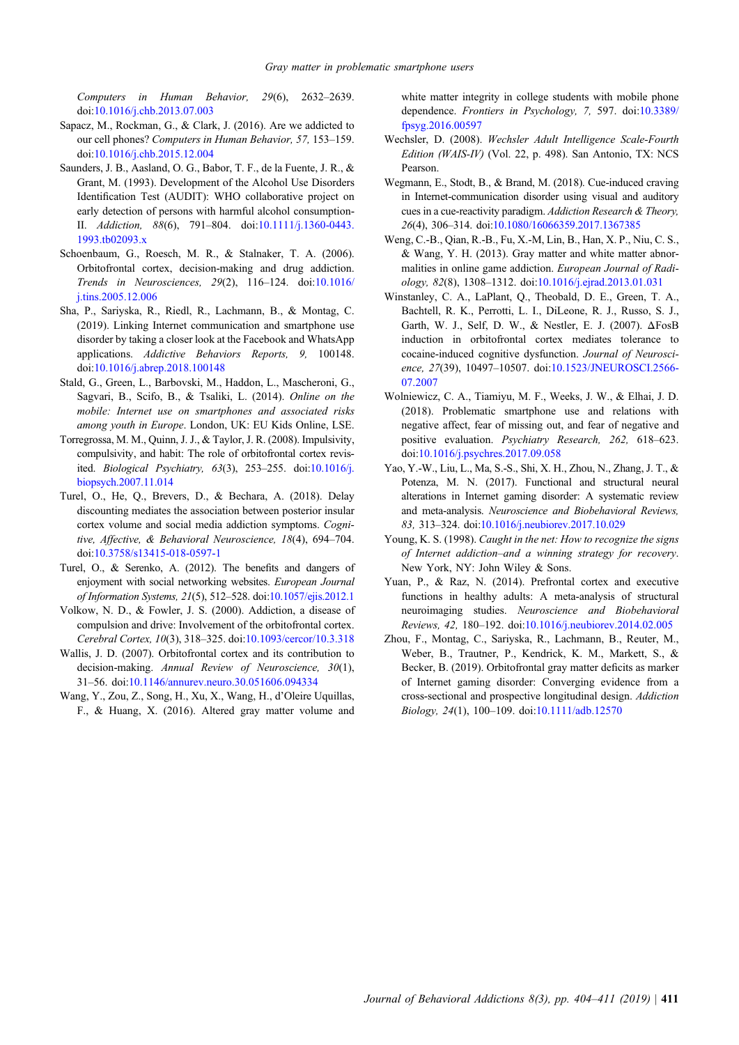*Computers in Human Behavior, 29*(6), 2632–2639. doi:10.1016/j.chb.2013.07.003

Sapacz, M., Rockman, G., & Clark, J. (2016). Are we addicted to our cell phones? *Computers in Human Behavior, 57,* 153–159. doi:10.1016/j.chb.2015.12.004

Saunders, J. B., Aasland, O. G., Babor, T. F., de la Fuente, J. R., & Grant, M. (1993). Development of the Alcohol Use Disorders Identification Test (AUDIT): WHO collaborative project on early detection of persons with harmful alcohol consumption-II. *Addiction, 88*(6), 791–804. doi:10.1111/j.1360-0443.1993.tb02093.x

Schoenbaum, G., Roesch, M. R., & Stalnaker, T. A. (2006). Orbitofrontal cortex, decision-making and drug addiction. *Trends in Neurosciences, 29*(2), 116–124. doi:10.1016/j.tins.2005.12.006

Sha, P., Sariyska, R., Riedl, R., Lachmann, B., & Montag, C. (2019). Linking Internet communication and smartphone use disorder by taking a closer look at the Facebook and WhatsApp applications. *Addictive Behaviors Reports, 9,* 100148. doi:10.1016/j.abrep.2018.100148

Stald, G., Green, L., Barbovski, M., Haddon, L., Mascheroni, G., Sagvari, B., Scifo, B., & Tsaliki, L. (2014). *Online on the mobile: Internet use on smartphones and associated risks among youth in Europe*. London, UK: EU Kids Online, LSE.

Torregrossa, M. M., Quinn, J. J., & Taylor, J. R. (2008). Impulsivity, compulsivity, and habit: The role of orbitofrontal cortex revisited. *Biological Psychiatry, 63*(3), 253–255. doi:10.1016/j.biopsych.2007.11.014

Turel, O., He, Q., Brevers, D., & Bechara, A. (2018). Delay discounting mediates the association between posterior insular cortex volume and social media addiction symptoms. *Cognitive, Affective, & Behavioral Neuroscience, 18*(4), 694–704. doi:10.3758/s13415-018-0597-1

Turel, O., & Serenko, A. (2012). The benefits and dangers of enjoyment with social networking websites. *European Journal of Information Systems, 21*(5), 512–528. doi:10.1057/ejis.2012.1

Volkow, N. D., & Fowler, J. S. (2000). Addiction, a disease of compulsion and drive: Involvement of the orbitofrontal cortex. *Cerebral Cortex, 10*(3), 318–325. doi:10.1093/cercor/10.3.318

Wallis, J. D. (2007). Orbitofrontal cortex and its contribution to decision-making. *Annual Review of Neuroscience, 30*(1), 31–56. doi:10.1146/annurev.neuro.30.051606.094334

Wang, Y., Zou, Z., Song, H., Xu, X., Wang, H., d'Oleire Uquillas, F., & Huang, X. (2016). Altered gray matter volume and white matter integrity in college students with mobile phone dependence. *Frontiers in Psychology, 7,* 597. doi:10.3389/fpsyg.2016.00597

Wechsler, D. (2008). *Wechsler Adult Intelligence Scale-Fourth Edition (WAIS-IV)* (Vol. 22, p. 498). San Antonio, TX: NCS Pearson.

Wegmann, E., Stodt, B., & Brand, M. (2018). Cue-induced craving in Internet-communication disorder using visual and auditory cues in a cue-reactivity paradigm. *Addiction Research & Theory, 26*(4), 306–314. doi:10.1080/16066359.2017.1367385

Weng, C.-B., Qian, R.-B., Fu, X.-M, Lin, B., Han, X. P., Niu, C. S., & Wang, Y. H. (2013). Gray matter and white matter abnormalities in online game addiction. *European Journal of Radiology, 82*(8), 1308–1312. doi:10.1016/j.ejrad.2013.01.031

Winstanley, C. A., LaPlant, Q., Theobald, D. E., Green, T. A., Bachtell, R. K., Perrotti, L. I., DiLeone, R. J., Russo, S. J., Garth, W. J., Self, D. W., & Nestler, E. J. (2007). ΔFosB induction in orbitofrontal cortex mediates tolerance to cocaine-induced cognitive dysfunction. *Journal of Neuroscience, 27*(39), 10497–10507. doi:10.1523/JNEUROSCI.2566-07.2007

Wolniewicz, C. A., Tiamiyu, M. F., Weeks, J. W., & Elhai, J. D. (2018). Problematic smartphone use and relations with negative affect, fear of missing out, and fear of negative and positive evaluation. *Psychiatry Research, 262,* 618–623. doi:10.1016/j.psychres.2017.09.058

Yao, Y.-W., Liu, L., Ma, S.-S., Shi, X. H., Zhou, N., Zhang, J. T., & Potenza, M. N. (2017). Functional and structural neural alterations in Internet gaming disorder: A systematic review and meta-analysis. *Neuroscience and Biobehavioral Reviews, 83,* 313–324. doi:10.1016/j.neubiorev.2017.10.029

Young, K. S. (1998). *Caught in the net: How to recognize the signs of Internet addiction–and a winning strategy for recovery*. New York, NY: John Wiley & Sons.

Yuan, P., & Raz, N. (2014). Prefrontal cortex and executive functions in healthy adults: A meta-analysis of structural neuroimaging studies. *Neuroscience and Biobehavioral Reviews, 42,* 180–192. doi:10.1016/j.neubiorev.2014.02.005

Zhou, F., Montag, C., Sariyska, R., Lachmann, B., Reuter, M., Weber, B., Trautner, P., Kendrick, K. M., Markett, S., & Becker, B. (2019). Orbitofrontal gray matter deficits as marker of Internet gaming disorder: Converging evidence from a cross-sectional and prospective longitudinal design. *Addiction Biology, 24*(1), 100–109. doi:10.1111/adb.12570